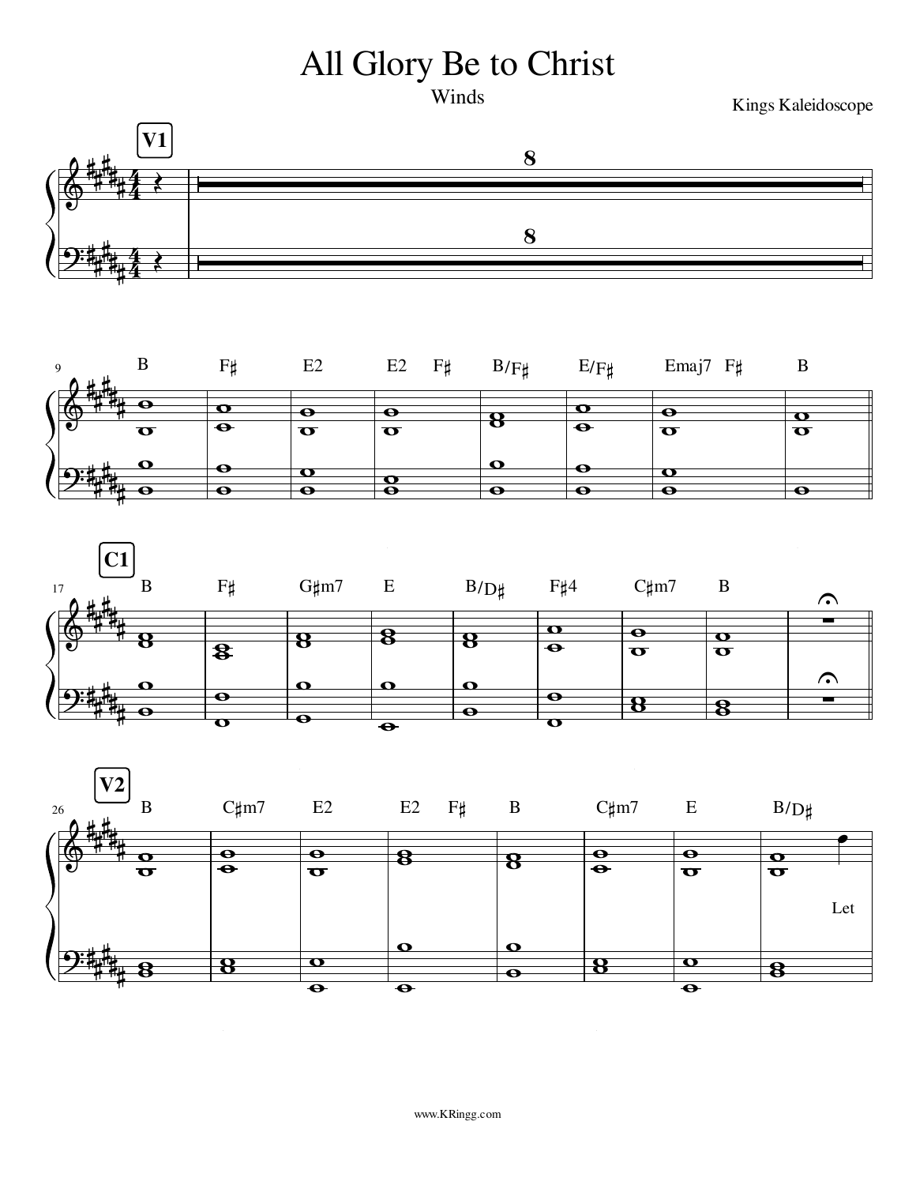# All Glory Be to Christ

Winds

Kings Kaleidoscope

**V1**

8

8

9 — B | F♯ | E2 | E2 F♯ | B/F♯ | E/F♯ | Emaj7 F♯ | B

**C1**

17 — B | F♯ | G♯m7 | E | B/D♯ | F♯4 | C♯m7 | B |

**V2**

26 — B | C♯m7 | E2 | E2 F♯ | B | C♯m7 | E | B/D♯

Let

www.KRingg.com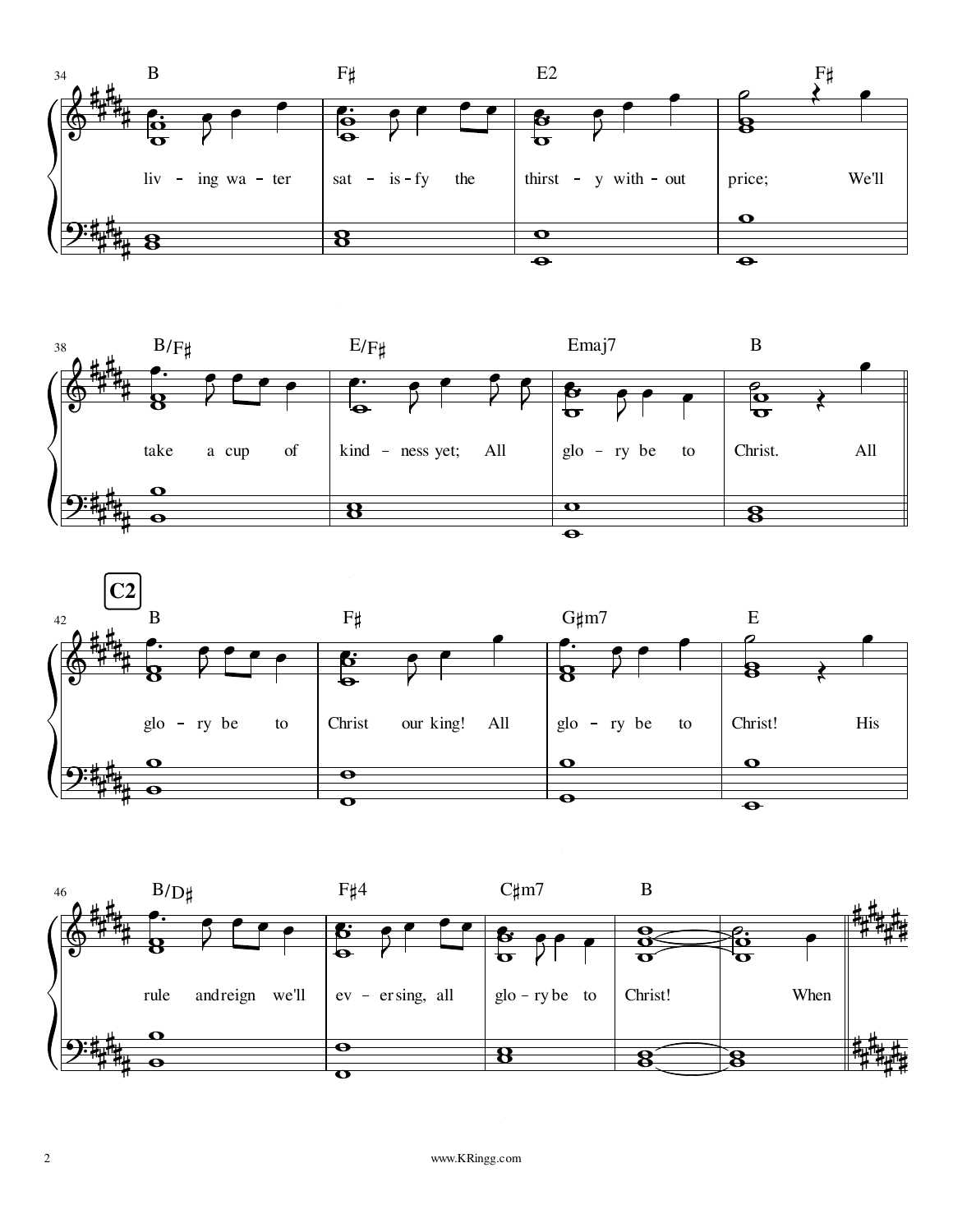34

B | F♯ | E2 | F♯

liv - ing wa - ter sat - is - fy the thirst - y with - out price; We'll

38

B/F♯ | E/F♯ | Emaj7 | B

take a cup of kind - ness yet; All glo - ry be to Christ. All

**C2**

42

B | F♯ | G♯m7 | E

glo - ry be to Christ our king! All glo - ry be to Christ! His

46

B/D♯ | F♯4 | C♯m7 | B

rule and reign we'll ev - er sing, all glo - ry be to Christ! When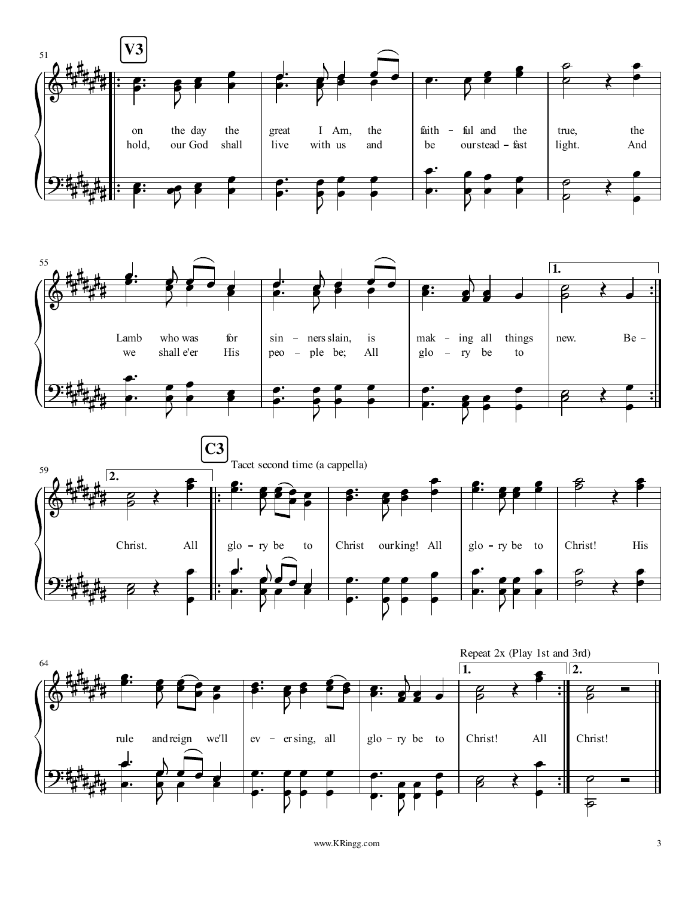**V3**

on the day the great I Am, the faith – ful and the true, the Lamb who was for sin – ners slain, is mak – ing all things new. Be –

hold, our God shall live with us and be our stead – fast light. And we shall e'er His peo – ple be; All glo – ry be to Christ. All

**C3**

Tacet second time (a cappella)

glo – ry be to Christ our king! All glo – ry be to Christ! His rule and reign we'll ev – er sing, all glo – ry be to Christ! All

Repeat 2x (Play 1st and 3rd)

Christ!

www.KRingg.com